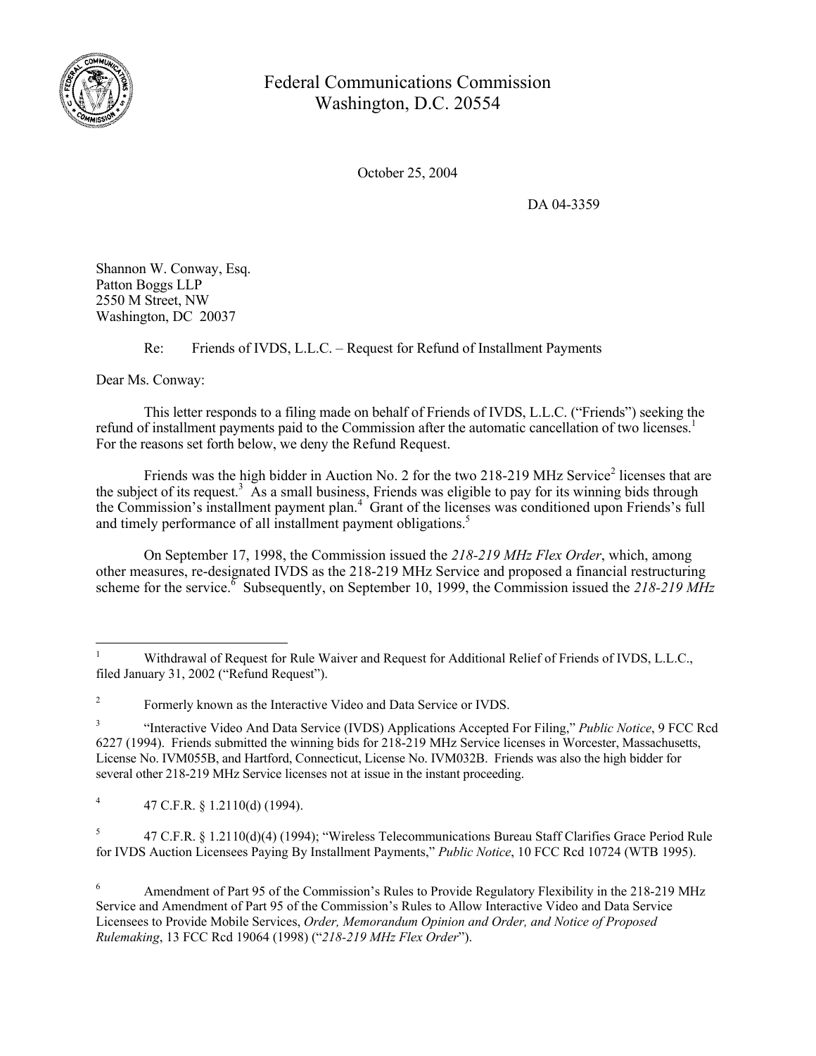Federal Communications Commission
Washington, D.C. 20554

October 25, 2004

DA 04-3359

Shannon W. Conway, Esq.
Patton Boggs LLP
2550 M Street, NW
Washington, DC 20037

Re: Friends of IVDS, L.L.C. – Request for Refund of Installment Payments

Dear Ms. Conway:

This letter responds to a filing made on behalf of Friends of IVDS, L.L.C. ("Friends") seeking the refund of installment payments paid to the Commission after the automatic cancellation of two licenses.[1] For the reasons set forth below, we deny the Refund Request.

Friends was the high bidder in Auction No. 2 for the two 218-219 MHz Service[2] licenses that are the subject of its request.[3] As a small business, Friends was eligible to pay for its winning bids through the Commission's installment payment plan.[4] Grant of the licenses was conditioned upon Friends's full and timely performance of all installment payment obligations.[5]

On September 17, 1998, the Commission issued the *218-219 MHz Flex Order*, which, among other measures, re-designated IVDS as the 218-219 MHz Service and proposed a financial restructuring scheme for the service.[6] Subsequently, on September 10, 1999, the Commission issued the *218-219 MHz*

---

[1] Withdrawal of Request for Rule Waiver and Request for Additional Relief of Friends of IVDS, L.L.C., filed January 31, 2002 ("Refund Request").

[2] Formerly known as the Interactive Video and Data Service or IVDS.

[3] "Interactive Video And Data Service (IVDS) Applications Accepted For Filing," *Public Notice*, 9 FCC Rcd 6227 (1994). Friends submitted the winning bids for 218-219 MHz Service licenses in Worcester, Massachusetts, License No. IVM055B, and Hartford, Connecticut, License No. IVM032B. Friends was also the high bidder for several other 218-219 MHz Service licenses not at issue in the instant proceeding.

[4] 47 C.F.R. § 1.2110(d) (1994).

[5] 47 C.F.R. § 1.2110(d)(4) (1994); "Wireless Telecommunications Bureau Staff Clarifies Grace Period Rule for IVDS Auction Licensees Paying By Installment Payments," *Public Notice*, 10 FCC Rcd 10724 (WTB 1995).

[6] Amendment of Part 95 of the Commission's Rules to Provide Regulatory Flexibility in the 218-219 MHz Service and Amendment of Part 95 of the Commission's Rules to Allow Interactive Video and Data Service Licensees to Provide Mobile Services, *Order, Memorandum Opinion and Order, and Notice of Proposed Rulemaking*, 13 FCC Rcd 19064 (1998) ("*218-219 MHz Flex Order*").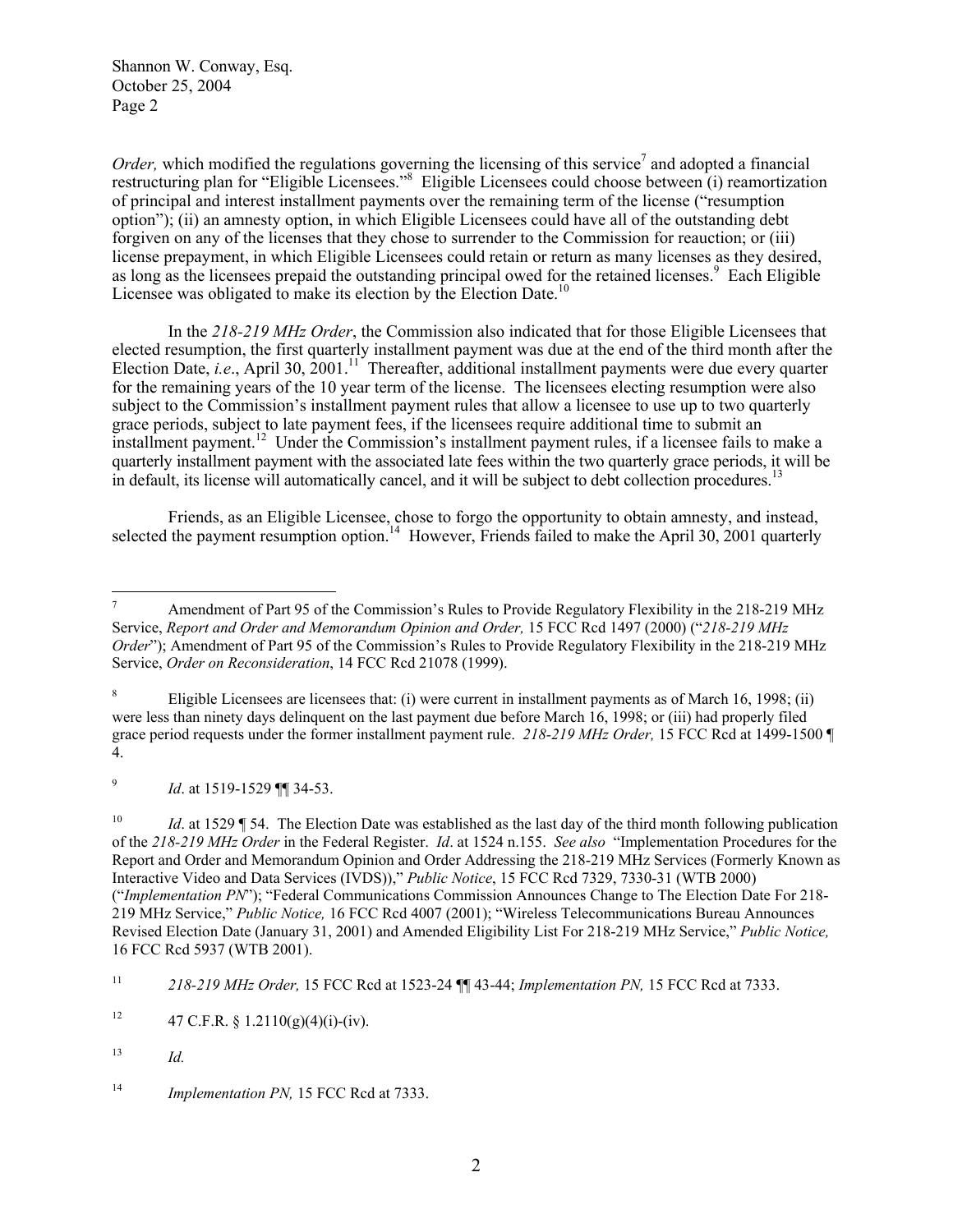*Order,* which modified the regulations governing the licensing of this service[7] and adopted a financial restructuring plan for "Eligible Licensees."[8] Eligible Licensees could choose between (i) reamortization of principal and interest installment payments over the remaining term of the license ("resumption option"); (ii) an amnesty option, in which Eligible Licensees could have all of the outstanding debt forgiven on any of the licenses that they chose to surrender to the Commission for reauction; or (iii) license prepayment, in which Eligible Licensees could retain or return as many licenses as they desired, as long as the licensees prepaid the outstanding principal owed for the retained licenses.[9] Each Eligible Licensee was obligated to make its election by the Election Date.[10]

In the *218-219 MHz Order*, the Commission also indicated that for those Eligible Licensees that elected resumption, the first quarterly installment payment was due at the end of the third month after the Election Date, *i.e*., April 30, 2001.[11] Thereafter, additional installment payments were due every quarter for the remaining years of the 10 year term of the license. The licensees electing resumption were also subject to the Commission's installment payment rules that allow a licensee to use up to two quarterly grace periods, subject to late payment fees, if the licensees require additional time to submit an installment payment.[12] Under the Commission's installment payment rules, if a licensee fails to make a quarterly installment payment with the associated late fees within the two quarterly grace periods, it will be in default, its license will automatically cancel, and it will be subject to debt collection procedures.[13]

Friends, as an Eligible Licensee, chose to forgo the opportunity to obtain amnesty, and instead, selected the payment resumption option.[14] However, Friends failed to make the April 30, 2001 quarterly

---

[7] Amendment of Part 95 of the Commission's Rules to Provide Regulatory Flexibility in the 218-219 MHz Service, *Report and Order and Memorandum Opinion and Order,* 15 FCC Rcd 1497 (2000) ("*218-219 MHz Order*"); Amendment of Part 95 of the Commission's Rules to Provide Regulatory Flexibility in the 218-219 MHz Service, *Order on Reconsideration*, 14 FCC Rcd 21078 (1999).

[8] Eligible Licensees are licensees that: (i) were current in installment payments as of March 16, 1998; (ii) were less than ninety days delinquent on the last payment due before March 16, 1998; or (iii) had properly filed grace period requests under the former installment payment rule. *218-219 MHz Order,* 15 FCC Rcd at 1499-1500 ¶ 4.

[9] *Id*. at 1519-1529 ¶¶ 34-53.

[10] *Id*. at 1529 ¶ 54. The Election Date was established as the last day of the third month following publication of the *218-219 MHz Order* in the Federal Register. *Id*. at 1524 n.155. *See also* "Implementation Procedures for the Report and Order and Memorandum Opinion and Order Addressing the 218-219 MHz Services (Formerly Known as Interactive Video and Data Services (IVDS))," *Public Notice*, 15 FCC Rcd 7329, 7330-31 (WTB 2000) ("*Implementation PN*"); "Federal Communications Commission Announces Change to The Election Date For 218-219 MHz Service," *Public Notice,* 16 FCC Rcd 4007 (2001); "Wireless Telecommunications Bureau Announces Revised Election Date (January 31, 2001) and Amended Eligibility List For 218-219 MHz Service," *Public Notice,* 16 FCC Rcd 5937 (WTB 2001).

[11] *218-219 MHz Order,* 15 FCC Rcd at 1523-24 ¶¶ 43-44; *Implementation PN,* 15 FCC Rcd at 7333.

[12] 47 C.F.R. § 1.2110(g)(4)(i)-(iv).

[13] *Id.*

[14] *Implementation PN,* 15 FCC Rcd at 7333.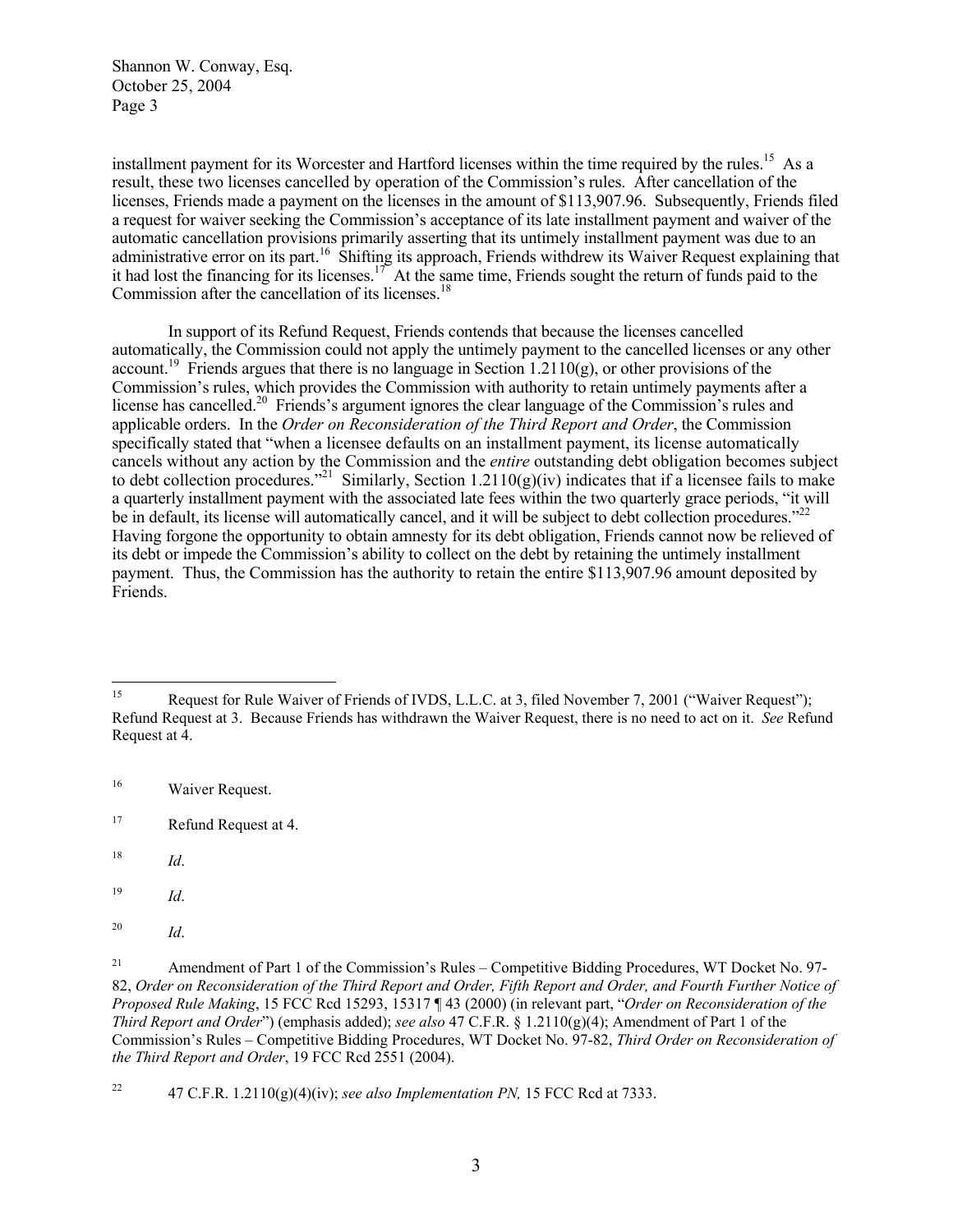installment payment for its Worcester and Hartford licenses within the time required by the rules.[15] As a result, these two licenses cancelled by operation of the Commission's rules. After cancellation of the licenses, Friends made a payment on the licenses in the amount of $113,907.96. Subsequently, Friends filed a request for waiver seeking the Commission's acceptance of its late installment payment and waiver of the automatic cancellation provisions primarily asserting that its untimely installment payment was due to an administrative error on its part.[16] Shifting its approach, Friends withdrew its Waiver Request explaining that it had lost the financing for its licenses.[17] At the same time, Friends sought the return of funds paid to the Commission after the cancellation of its licenses.[18]

In support of its Refund Request, Friends contends that because the licenses cancelled automatically, the Commission could not apply the untimely payment to the cancelled licenses or any other account.[19] Friends argues that there is no language in Section 1.2110(g), or other provisions of the Commission's rules, which provides the Commission with authority to retain untimely payments after a license has cancelled.[20] Friends's argument ignores the clear language of the Commission's rules and applicable orders. In the *Order on Reconsideration of the Third Report and Order*, the Commission specifically stated that "when a licensee defaults on an installment payment, its license automatically cancels without any action by the Commission and the *entire* outstanding debt obligation becomes subject to debt collection procedures."[21] Similarly, Section 1.2110(g)(iv) indicates that if a licensee fails to make a quarterly installment payment with the associated late fees within the two quarterly grace periods, "it will be in default, its license will automatically cancel, and it will be subject to debt collection procedures."[22] Having forgone the opportunity to obtain amnesty for its debt obligation, Friends cannot now be relieved of its debt or impede the Commission's ability to collect on the debt by retaining the untimely installment payment. Thus, the Commission has the authority to retain the entire $113,907.96 amount deposited by Friends.

---

[15] Request for Rule Waiver of Friends of IVDS, L.L.C. at 3, filed November 7, 2001 ("Waiver Request"); Refund Request at 3. Because Friends has withdrawn the Waiver Request, there is no need to act on it. *See* Refund Request at 4.

[16] Waiver Request.

[17] Refund Request at 4.

[18] *Id*.

[19] *Id*.

[20] *Id*.

[21] Amendment of Part 1 of the Commission's Rules – Competitive Bidding Procedures, WT Docket No. 97-82, *Order on Reconsideration of the Third Report and Order, Fifth Report and Order, and Fourth Further Notice of Proposed Rule Making*, 15 FCC Rcd 15293, 15317 ¶ 43 (2000) (in relevant part, "*Order on Reconsideration of the Third Report and Order*") (emphasis added); *see also* 47 C.F.R. § 1.2110(g)(4); Amendment of Part 1 of the Commission's Rules – Competitive Bidding Procedures, WT Docket No. 97-82, *Third Order on Reconsideration of the Third Report and Order*, 19 FCC Rcd 2551 (2004).

[22] 47 C.F.R. 1.2110(g)(4)(iv); *see also Implementation PN,* 15 FCC Rcd at 7333.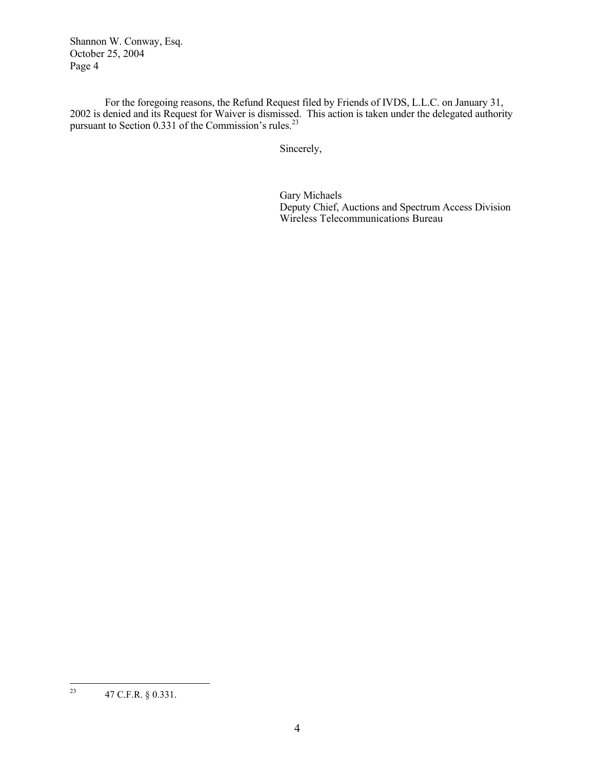For the foregoing reasons, the Refund Request filed by Friends of IVDS, L.L.C. on January 31, 2002 is denied and its Request for Waiver is dismissed. This action is taken under the delegated authority pursuant to Section 0.331 of the Commission's rules.[23]

Sincerely,

Gary Michaels
Deputy Chief, Auctions and Spectrum Access Division
Wireless Telecommunications Bureau

[23] 47 C.F.R. § 0.331.